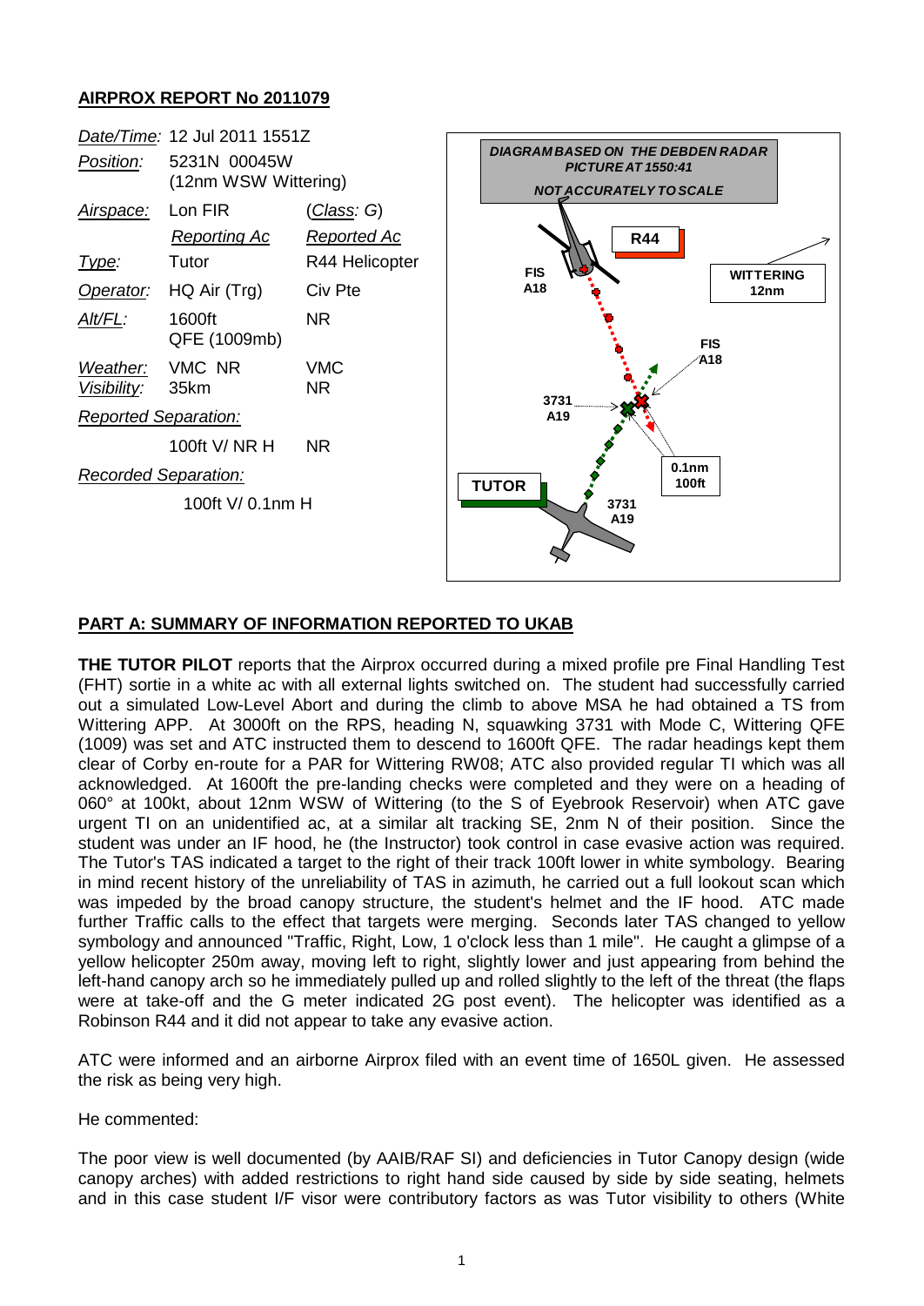## AIRPROX REPORT No 2011079

| | | |
|---|---|---|
| *Date/Time:* | 12 Jul 2011 1551Z | |
| *Position:* | 5231N 00045W (12nm WSW Wittering) | |
| *Airspace:* | Lon FIR | (*Class*: G) |
| | *Reporting Ac* | *Reported Ac* |
| *Type:* | Tutor | R44 Helicopter |
| *Operator:* | HQ Air (Trg) | Civ Pte |
| *Alt/FL:* | 1600ft QFE (1009mb) | NR |
| *Weather:* | VMC NR | VMC |
| *Visibility:* | 35km | NR |
| *Reported Separation:* | | |
| | 100ft V/ NR H | NR |
| *Recorded Separation:* | | |
| | 100ft V/ 0.1nm H | |

*DIAGRAM BASED ON THE DEBDEN RADAR PICTURE AT 1550:41*

*NOT ACCURATELY TO SCALE*

R44 — FIS A18; TUTOR — 3731 A19; WITTERING 12nm; 0.1nm 100ft

## PART A: SUMMARY OF INFORMATION REPORTED TO UKAB

**THE TUTOR PILOT** reports that the Airprox occurred during a mixed profile pre Final Handling Test (FHT) sortie in a white ac with all external lights switched on. The student had successfully carried out a simulated Low-Level Abort and during the climb to above MSA he had obtained a TS from Wittering APP. At 3000ft on the RPS, heading N, squawking 3731 with Mode C, Wittering QFE (1009) was set and ATC instructed them to descend to 1600ft QFE. The radar headings kept them clear of Corby en-route for a PAR for Wittering RW08; ATC also provided regular TI which was all acknowledged. At 1600ft the pre-landing checks were completed and they were on a heading of 060° at 100kt, about 12nm WSW of Wittering (to the S of Eyebrook Reservoir) when ATC gave urgent TI on an unidentified ac, at a similar alt tracking SE, 2nm N of their position. Since the student was under an IF hood, he (the Instructor) took control in case evasive action was required. The Tutor's TAS indicated a target to the right of their track 100ft lower in white symbology. Bearing in mind recent history of the unreliability of TAS in azimuth, he carried out a full lookout scan which was impeded by the broad canopy structure, the student's helmet and the IF hood. ATC made further Traffic calls to the effect that targets were merging. Seconds later TAS changed to yellow symbology and announced "Traffic, Right, Low, 1 o'clock less than 1 mile". He caught a glimpse of a yellow helicopter 250m away, moving left to right, slightly lower and just appearing from behind the left-hand canopy arch so he immediately pulled up and rolled slightly to the left of the threat (the flaps were at take-off and the G meter indicated 2G post event). The helicopter was identified as a Robinson R44 and it did not appear to take any evasive action.

ATC were informed and an airborne Airprox filed with an event time of 1650L given. He assessed the risk as being very high.

He commented:

The poor view is well documented (by AAIB/RAF SI) and deficiencies in Tutor Canopy design (wide canopy arches) with added restrictions to right hand side caused by side by side seating, helmets and in this case student I/F visor were contributory factors as was Tutor visibility to others (White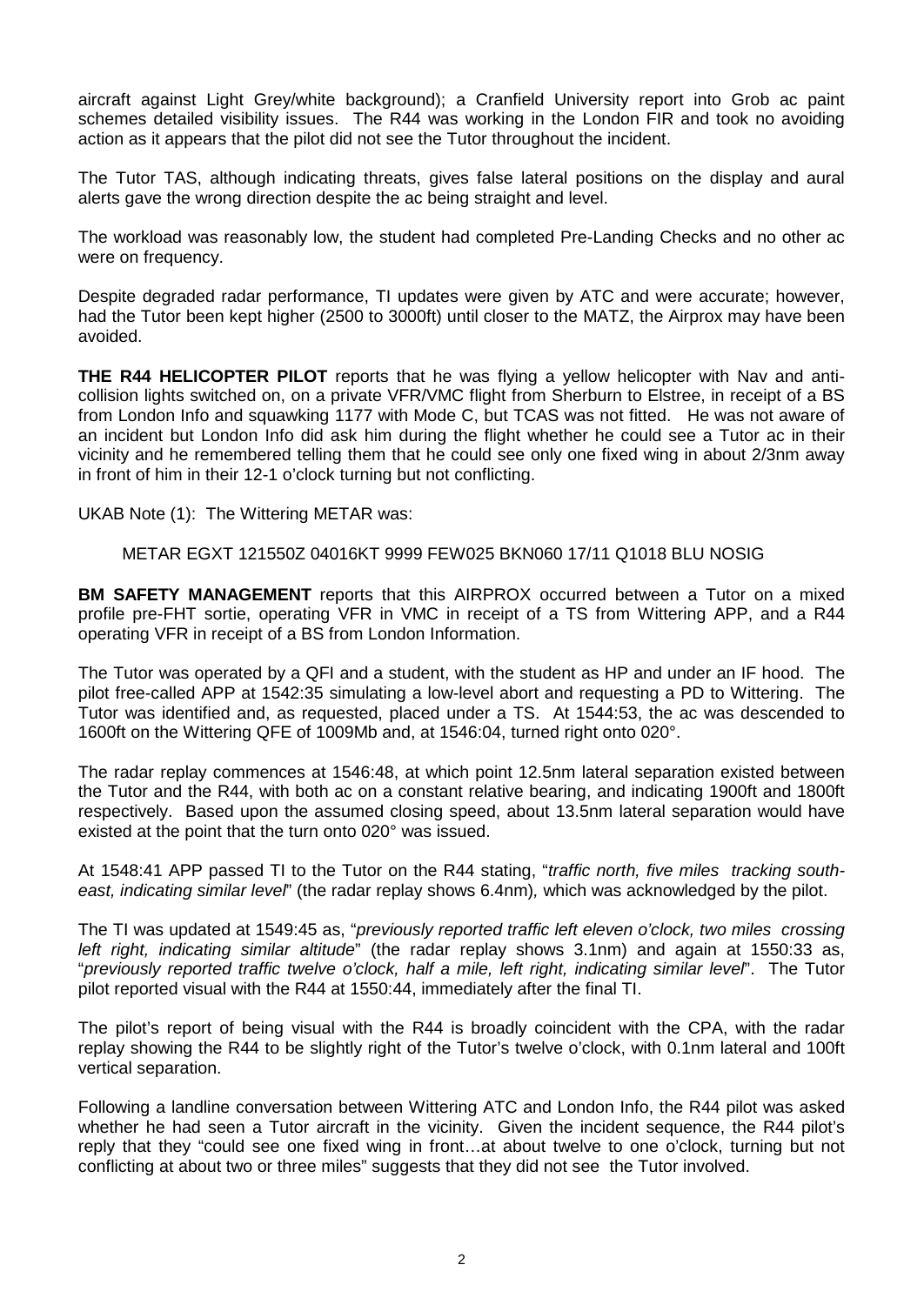aircraft against Light Grey/white background); a Cranfield University report into Grob ac paint schemes detailed visibility issues. The R44 was working in the London FIR and took no avoiding action as it appears that the pilot did not see the Tutor throughout the incident.

The Tutor TAS, although indicating threats, gives false lateral positions on the display and aural alerts gave the wrong direction despite the ac being straight and level.

The workload was reasonably low, the student had completed Pre-Landing Checks and no other ac were on frequency.

Despite degraded radar performance, TI updates were given by ATC and were accurate; however, had the Tutor been kept higher (2500 to 3000ft) until closer to the MATZ, the Airprox may have been avoided.

**THE R44 HELICOPTER PILOT** reports that he was flying a yellow helicopter with Nav and anti-collision lights switched on, on a private VFR/VMC flight from Sherburn to Elstree, in receipt of a BS from London Info and squawking 1177 with Mode C, but TCAS was not fitted. He was not aware of an incident but London Info did ask him during the flight whether he could see a Tutor ac in their vicinity and he remembered telling them that he could see only one fixed wing in about 2/3nm away in front of him in their 12-1 o'clock turning but not conflicting.

UKAB Note (1): The Wittering METAR was:

METAR EGXT 121550Z 04016KT 9999 FEW025 BKN060 17/11 Q1018 BLU NOSIG

**BM SAFETY MANAGEMENT** reports that this AIRPROX occurred between a Tutor on a mixed profile pre-FHT sortie, operating VFR in VMC in receipt of a TS from Wittering APP, and a R44 operating VFR in receipt of a BS from London Information.

The Tutor was operated by a QFI and a student, with the student as HP and under an IF hood. The pilot free-called APP at 1542:35 simulating a low-level abort and requesting a PD to Wittering. The Tutor was identified and, as requested, placed under a TS. At 1544:53, the ac was descended to 1600ft on the Wittering QFE of 1009Mb and, at 1546:04, turned right onto 020°.

The radar replay commences at 1546:48, at which point 12.5nm lateral separation existed between the Tutor and the R44, with both ac on a constant relative bearing, and indicating 1900ft and 1800ft respectively. Based upon the assumed closing speed, about 13.5nm lateral separation would have existed at the point that the turn onto 020° was issued.

At 1548:41 APP passed TI to the Tutor on the R44 stating, "*traffic north, five miles tracking south-east, indicating similar level*" (the radar replay shows 6.4nm), which was acknowledged by the pilot.

The TI was updated at 1549:45 as, "*previously reported traffic left eleven o'clock, two miles crossing left right, indicating similar altitude*" (the radar replay shows 3.1nm) and again at 1550:33 as, "*previously reported traffic twelve o'clock, half a mile, left right, indicating similar level*". The Tutor pilot reported visual with the R44 at 1550:44, immediately after the final TI.

The pilot's report of being visual with the R44 is broadly coincident with the CPA, with the radar replay showing the R44 to be slightly right of the Tutor's twelve o'clock, with 0.1nm lateral and 100ft vertical separation.

Following a landline conversation between Wittering ATC and London Info, the R44 pilot was asked whether he had seen a Tutor aircraft in the vicinity. Given the incident sequence, the R44 pilot's reply that they "could see one fixed wing in front…at about twelve to one o'clock, turning but not conflicting at about two or three miles" suggests that they did not see the Tutor involved.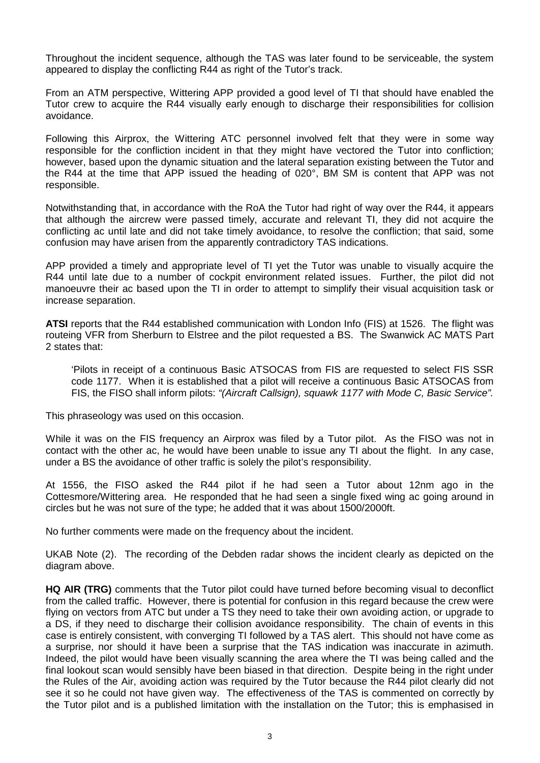Throughout the incident sequence, although the TAS was later found to be serviceable, the system appeared to display the conflicting R44 as right of the Tutor's track.

From an ATM perspective, Wittering APP provided a good level of TI that should have enabled the Tutor crew to acquire the R44 visually early enough to discharge their responsibilities for collision avoidance.

Following this Airprox, the Wittering ATC personnel involved felt that they were in some way responsible for the confliction incident in that they might have vectored the Tutor into confliction; however, based upon the dynamic situation and the lateral separation existing between the Tutor and the R44 at the time that APP issued the heading of 020°, BM SM is content that APP was not responsible.

Notwithstanding that, in accordance with the RoA the Tutor had right of way over the R44, it appears that although the aircrew were passed timely, accurate and relevant TI, they did not acquire the conflicting ac until late and did not take timely avoidance, to resolve the confliction; that said, some confusion may have arisen from the apparently contradictory TAS indications.

APP provided a timely and appropriate level of TI yet the Tutor was unable to visually acquire the R44 until late due to a number of cockpit environment related issues. Further, the pilot did not manoeuvre their ac based upon the TI in order to attempt to simplify their visual acquisition task or increase separation.

**ATSI** reports that the R44 established communication with London Info (FIS) at 1526. The flight was routeing VFR from Sherburn to Elstree and the pilot requested a BS. The Swanwick AC MATS Part 2 states that:

> 'Pilots in receipt of a continuous Basic ATSOCAS from FIS are requested to select FIS SSR code 1177. When it is established that a pilot will receive a continuous Basic ATSOCAS from FIS, the FISO shall inform pilots: *"(Aircraft Callsign), squawk 1177 with Mode C, Basic Service".*

This phraseology was used on this occasion.

While it was on the FIS frequency an Airprox was filed by a Tutor pilot. As the FISO was not in contact with the other ac, he would have been unable to issue any TI about the flight. In any case, under a BS the avoidance of other traffic is solely the pilot's responsibility.

At 1556, the FISO asked the R44 pilot if he had seen a Tutor about 12nm ago in the Cottesmore/Wittering area. He responded that he had seen a single fixed wing ac going around in circles but he was not sure of the type; he added that it was about 1500/2000ft.

No further comments were made on the frequency about the incident.

UKAB Note (2). The recording of the Debden radar shows the incident clearly as depicted on the diagram above.

**HQ AIR (TRG)** comments that the Tutor pilot could have turned before becoming visual to deconflict from the called traffic. However, there is potential for confusion in this regard because the crew were flying on vectors from ATC but under a TS they need to take their own avoiding action, or upgrade to a DS, if they need to discharge their collision avoidance responsibility. The chain of events in this case is entirely consistent, with converging TI followed by a TAS alert. This should not have come as a surprise, nor should it have been a surprise that the TAS indication was inaccurate in azimuth. Indeed, the pilot would have been visually scanning the area where the TI was being called and the final lookout scan would sensibly have been biased in that direction. Despite being in the right under the Rules of the Air, avoiding action was required by the Tutor because the R44 pilot clearly did not see it so he could not have given way. The effectiveness of the TAS is commented on correctly by the Tutor pilot and is a published limitation with the installation on the Tutor; this is emphasised in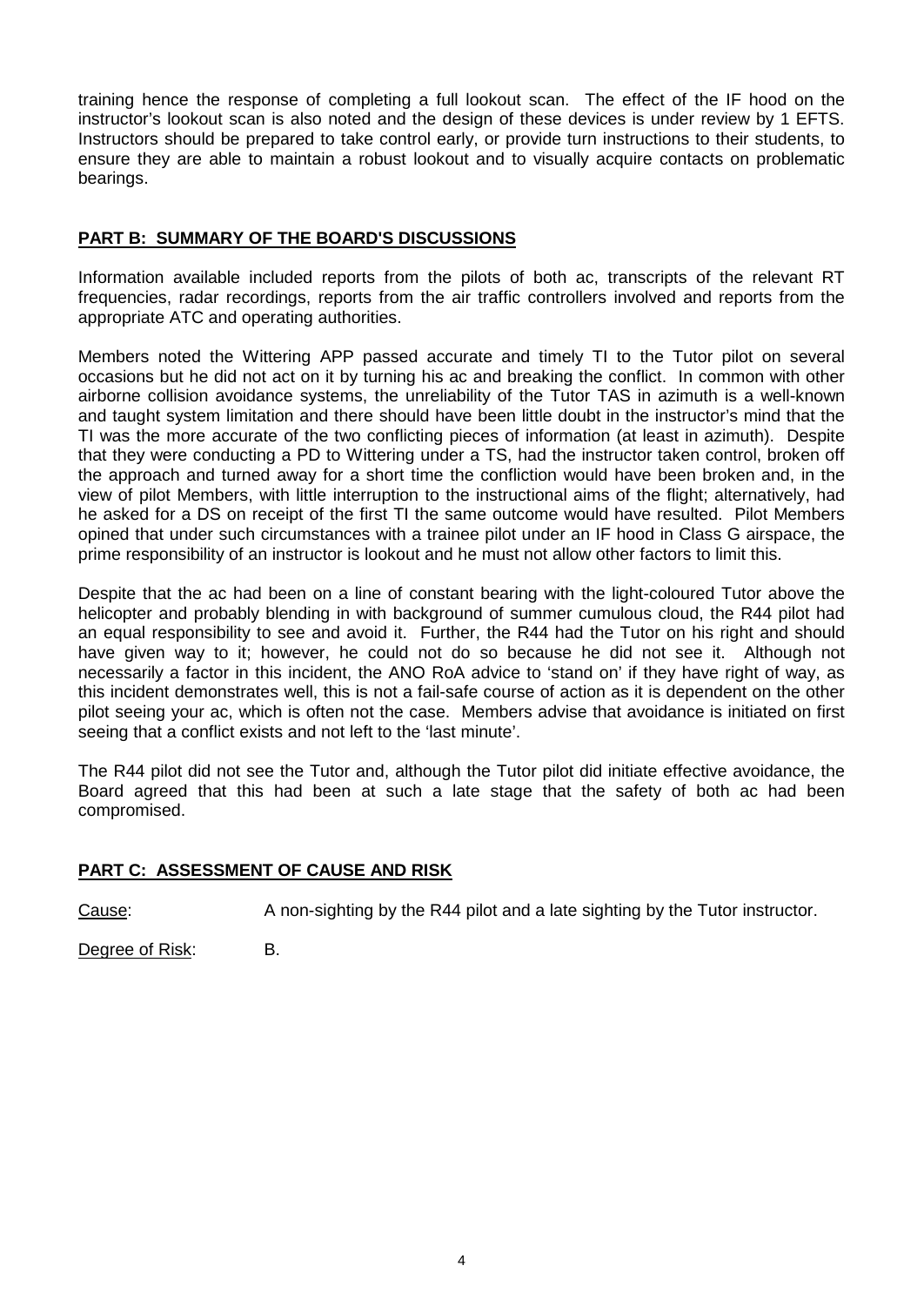training hence the response of completing a full lookout scan. The effect of the IF hood on the instructor's lookout scan is also noted and the design of these devices is under review by 1 EFTS. Instructors should be prepared to take control early, or provide turn instructions to their students, to ensure they are able to maintain a robust lookout and to visually acquire contacts on problematic bearings.

## PART B: SUMMARY OF THE BOARD'S DISCUSSIONS

Information available included reports from the pilots of both ac, transcripts of the relevant RT frequencies, radar recordings, reports from the air traffic controllers involved and reports from the appropriate ATC and operating authorities.

Members noted the Wittering APP passed accurate and timely TI to the Tutor pilot on several occasions but he did not act on it by turning his ac and breaking the conflict. In common with other airborne collision avoidance systems, the unreliability of the Tutor TAS in azimuth is a well-known and taught system limitation and there should have been little doubt in the instructor's mind that the TI was the more accurate of the two conflicting pieces of information (at least in azimuth). Despite that they were conducting a PD to Wittering under a TS, had the instructor taken control, broken off the approach and turned away for a short time the confliction would have been broken and, in the view of pilot Members, with little interruption to the instructional aims of the flight; alternatively, had he asked for a DS on receipt of the first TI the same outcome would have resulted. Pilot Members opined that under such circumstances with a trainee pilot under an IF hood in Class G airspace, the prime responsibility of an instructor is lookout and he must not allow other factors to limit this.

Despite that the ac had been on a line of constant bearing with the light-coloured Tutor above the helicopter and probably blending in with background of summer cumulous cloud, the R44 pilot had an equal responsibility to see and avoid it. Further, the R44 had the Tutor on his right and should have given way to it; however, he could not do so because he did not see it. Although not necessarily a factor in this incident, the ANO RoA advice to 'stand on' if they have right of way, as this incident demonstrates well, this is not a fail-safe course of action as it is dependent on the other pilot seeing your ac, which is often not the case. Members advise that avoidance is initiated on first seeing that a conflict exists and not left to the 'last minute'.

The R44 pilot did not see the Tutor and, although the Tutor pilot did initiate effective avoidance, the Board agreed that this had been at such a late stage that the safety of both ac had been compromised.

## PART C: ASSESSMENT OF CAUSE AND RISK

Cause: A non-sighting by the R44 pilot and a late sighting by the Tutor instructor.

Degree of Risk: B.